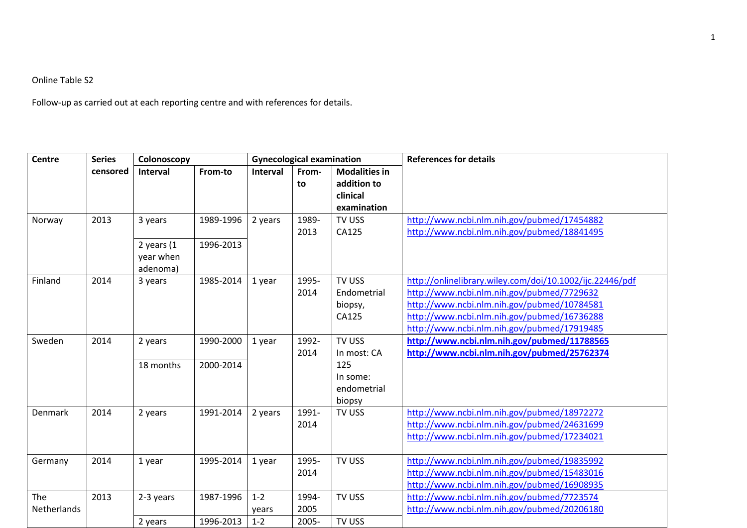Online Table S2

Follow-up as carried out at each reporting centre and with references for details.

| Centre | Series censored | Colonoscopy | | Gynecological examination | | | References for details |
|---|---|---|---|---|---|---|---|
| | | Interval | From-to | Interval | From-to | Modalities in addition to clinical examination | |
| Norway | 2013 | 3 years | 1989-1996 | 2 years | 1989-2013 | TV USS CA125 | http://www.ncbi.nlm.nih.gov/pubmed/17454882 http://www.ncbi.nlm.nih.gov/pubmed/18841495 |
| | | 2 years (1 year when adenoma) | 1996-2013 | | | | |
| Finland | 2014 | 3 years | 1985-2014 | 1 year | 1995-2014 | TV USS Endometrial biopsy, CA125 | http://onlinelibrary.wiley.com/doi/10.1002/ijc.22446/pdf http://www.ncbi.nlm.nih.gov/pubmed/7729632 http://www.ncbi.nlm.nih.gov/pubmed/10784581 http://www.ncbi.nlm.nih.gov/pubmed/16736288 http://www.ncbi.nlm.nih.gov/pubmed/17919485 |
| Sweden | 2014 | 2 years | 1990-2000 | 1 year | 1992-2014 | TV USS In most: CA 125 In some: endometrial biopsy | **http://www.ncbi.nlm.nih.gov/pubmed/11788565** **http://www.ncbi.nlm.nih.gov/pubmed/25762374** |
| | | 18 months | 2000-2014 | | | | |
| Denmark | 2014 | 2 years | 1991-2014 | 2 years | 1991-2014 | TV USS | http://www.ncbi.nlm.nih.gov/pubmed/18972272 http://www.ncbi.nlm.nih.gov/pubmed/24631699 http://www.ncbi.nlm.nih.gov/pubmed/17234021 |
| Germany | 2014 | 1 year | 1995-2014 | 1 year | 1995-2014 | TV USS | http://www.ncbi.nlm.nih.gov/pubmed/19835992 http://www.ncbi.nlm.nih.gov/pubmed/15483016 http://www.ncbi.nlm.nih.gov/pubmed/16908935 |
| The Netherlands | 2013 | 2-3 years | 1987-1996 | 1-2 years | 1994-2005 | TV USS | http://www.ncbi.nlm.nih.gov/pubmed/7723574 http://www.ncbi.nlm.nih.gov/pubmed/20206180 |
| | | 2 years | 1996-2013 | 1-2 | 2005- | TV USS | |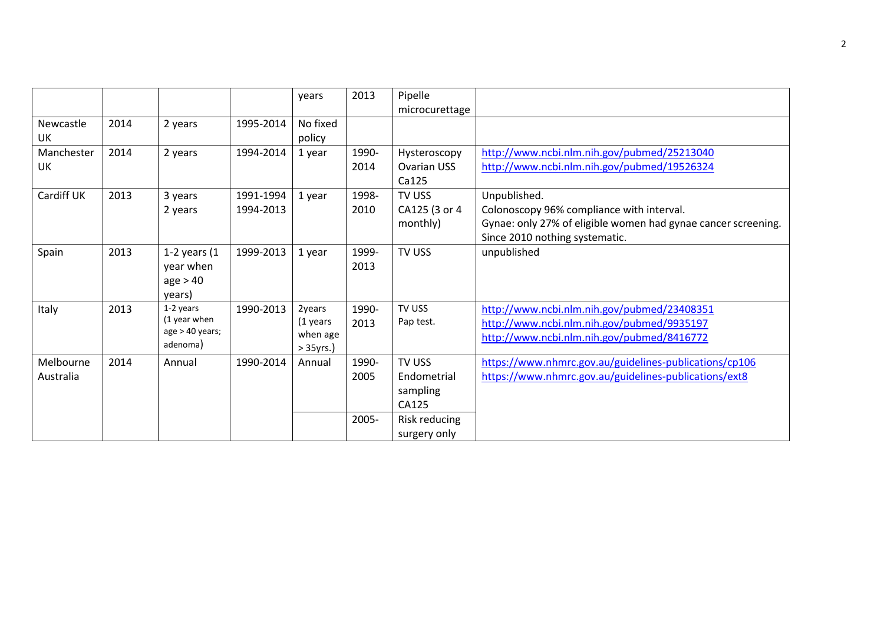| | | | | | | | |
|---|---|---|---|---|---|---|---|
| | | | | years | 2013 | Pipelle microcurettage | |
| Newcastle UK | 2014 | 2 years | 1995-2014 | No fixed policy | | | |
| Manchester UK | 2014 | 2 years | 1994-2014 | 1 year | 1990-2014 | Hysteroscopy Ovarian USS Ca125 | http://www.ncbi.nlm.nih.gov/pubmed/25213040 http://www.ncbi.nlm.nih.gov/pubmed/19526324 |
| Cardiff UK | 2013 | 3 years<br>2 years | 1991-1994<br>1994-2013 | 1 year | 1998-2010 | TV USS CA125 (3 or 4 monthly) | Unpublished.<br>Colonoscopy 96% compliance with interval.<br>Gynae: only 27% of eligible women had gynae cancer screening.<br>Since 2010 nothing systematic. |
| Spain | 2013 | 1-2 years (1 year when age > 40 years) | 1999-2013 | 1 year | 1999-2013 | TV USS | unpublished |
| Italy | 2013 | 1-2 years (1 year when age > 40 years; adenoma) | 1990-2013 | 2years (1 years when age > 35yrs.) | 1990-2013 | TV USS Pap test. | http://www.ncbi.nlm.nih.gov/pubmed/23408351 http://www.ncbi.nlm.nih.gov/pubmed/9935197 http://www.ncbi.nlm.nih.gov/pubmed/8416772 |
| Melbourne Australia | 2014 | Annual | 1990-2014 | Annual | 1990-2005 | TV USS Endometrial sampling CA125 | https://www.nhmrc.gov.au/guidelines-publications/cp106 https://www.nhmrc.gov.au/guidelines-publications/ext8 |
| | | | | | 2005- | Risk reducing surgery only | |